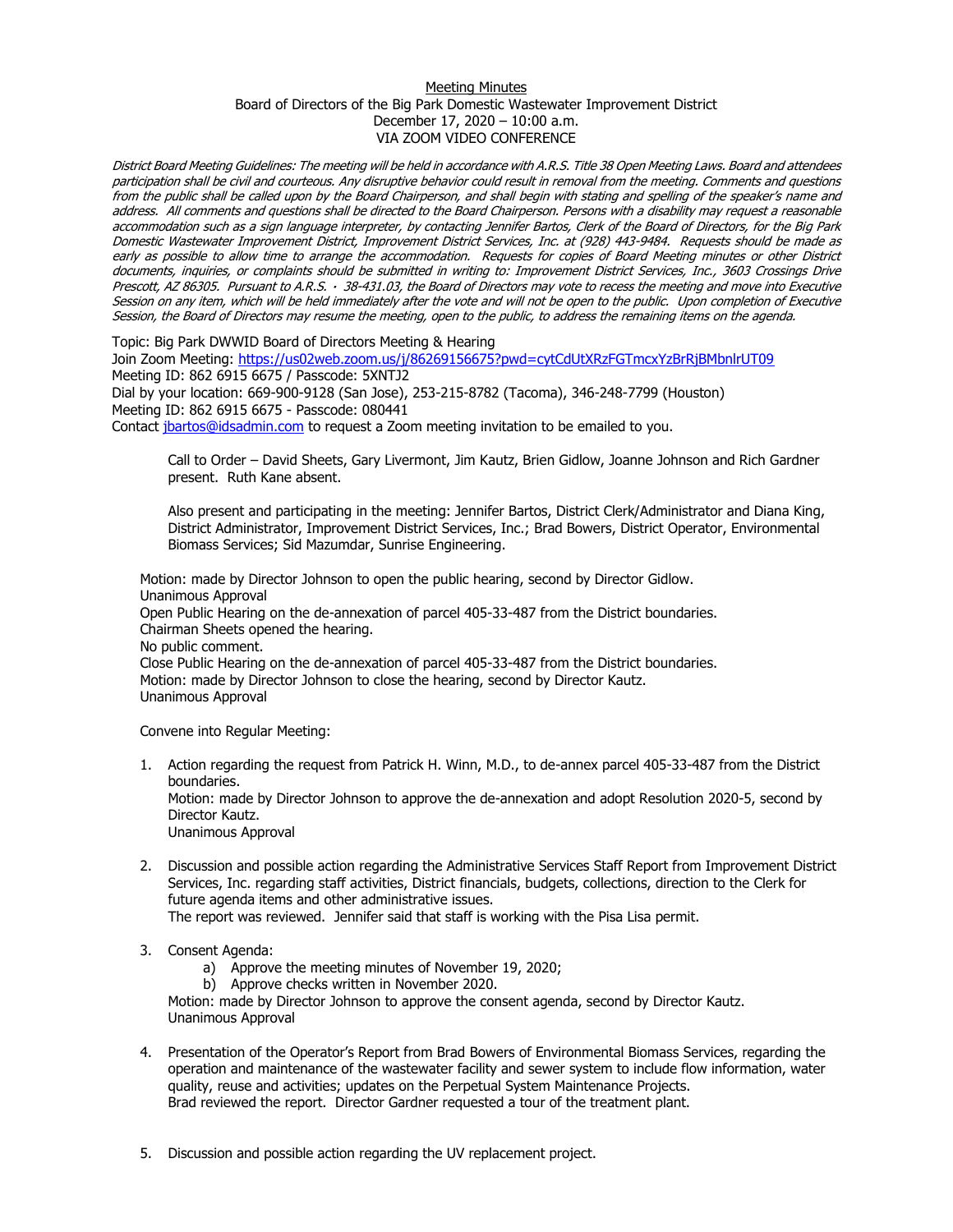Meeting Minutes

Board of Directors of the Big Park Domestic Wastewater Improvement District

December 17, 2020 – 10:00 a.m.

VIA ZOOM VIDEO CONFERENCE

*District Board Meeting Guidelines: The meeting will be held in accordance with A.R.S. Title 38 Open Meeting Laws. Board and attendees participation shall be civil and courteous. Any disruptive behavior could result in removal from the meeting. Comments and questions from the public shall be called upon by the Board Chairperson, and shall begin with stating and spelling of the speaker's name and address. All comments and questions shall be directed to the Board Chairperson. Persons with a disability may request a reasonable accommodation such as a sign language interpreter, by contacting Jennifer Bartos, Clerk of the Board of Directors, for the Big Park Domestic Wastewater Improvement District, Improvement District Services, Inc. at (928) 443-9484. Requests should be made as early as possible to allow time to arrange the accommodation. Requests for copies of Board Meeting minutes or other District documents, inquiries, or complaints should be submitted in writing to: Improvement District Services, Inc., 3603 Crossings Drive Prescott, AZ 86305. Pursuant to A.R.S. · 38-431.03, the Board of Directors may vote to recess the meeting and move into Executive Session on any item, which will be held immediately after the vote and will not be open to the public. Upon completion of Executive Session, the Board of Directors may resume the meeting, open to the public, to address the remaining items on the agenda.*

Topic: Big Park DWWID Board of Directors Meeting & Hearing
Join Zoom Meeting: https://us02web.zoom.us/j/86269156675?pwd=cytCdUtXRzFGTmcxYzBrRjBMbnlrUT09
Meeting ID: 862 6915 6675 / Passcode: 5XNTJ2
Dial by your location: 669-900-9128 (San Jose), 253-215-8782 (Tacoma), 346-248-7799 (Houston)
Meeting ID: 862 6915 6675 - Passcode: 080441
Contact jbartos@idsadmin.com to request a Zoom meeting invitation to be emailed to you.

Call to Order – David Sheets, Gary Livermont, Jim Kautz, Brien Gidlow, Joanne Johnson and Rich Gardner present. Ruth Kane absent.

Also present and participating in the meeting: Jennifer Bartos, District Clerk/Administrator and Diana King, District Administrator, Improvement District Services, Inc.; Brad Bowers, District Operator, Environmental Biomass Services; Sid Mazumdar, Sunrise Engineering.

Motion: made by Director Johnson to open the public hearing, second by Director Gidlow.
Unanimous Approval
Open Public Hearing on the de-annexation of parcel 405-33-487 from the District boundaries.
Chairman Sheets opened the hearing.
No public comment.
Close Public Hearing on the de-annexation of parcel 405-33-487 from the District boundaries.
Motion: made by Director Johnson to close the hearing, second by Director Kautz.
Unanimous Approval

Convene into Regular Meeting:

1. Action regarding the request from Patrick H. Winn, M.D., to de-annex parcel 405-33-487 from the District boundaries.
   Motion: made by Director Johnson to approve the de-annexation and adopt Resolution 2020-5, second by Director Kautz.
   Unanimous Approval

2. Discussion and possible action regarding the Administrative Services Staff Report from Improvement District Services, Inc. regarding staff activities, District financials, budgets, collections, direction to the Clerk for future agenda items and other administrative issues.
   The report was reviewed. Jennifer said that staff is working with the Pisa Lisa permit.

3. Consent Agenda:
   a) Approve the meeting minutes of November 19, 2020;
   b) Approve checks written in November 2020.

   Motion: made by Director Johnson to approve the consent agenda, second by Director Kautz.
   Unanimous Approval

4. Presentation of the Operator's Report from Brad Bowers of Environmental Biomass Services, regarding the operation and maintenance of the wastewater facility and sewer system to include flow information, water quality, reuse and activities; updates on the Perpetual System Maintenance Projects.
   Brad reviewed the report. Director Gardner requested a tour of the treatment plant.

5. Discussion and possible action regarding the UV replacement project.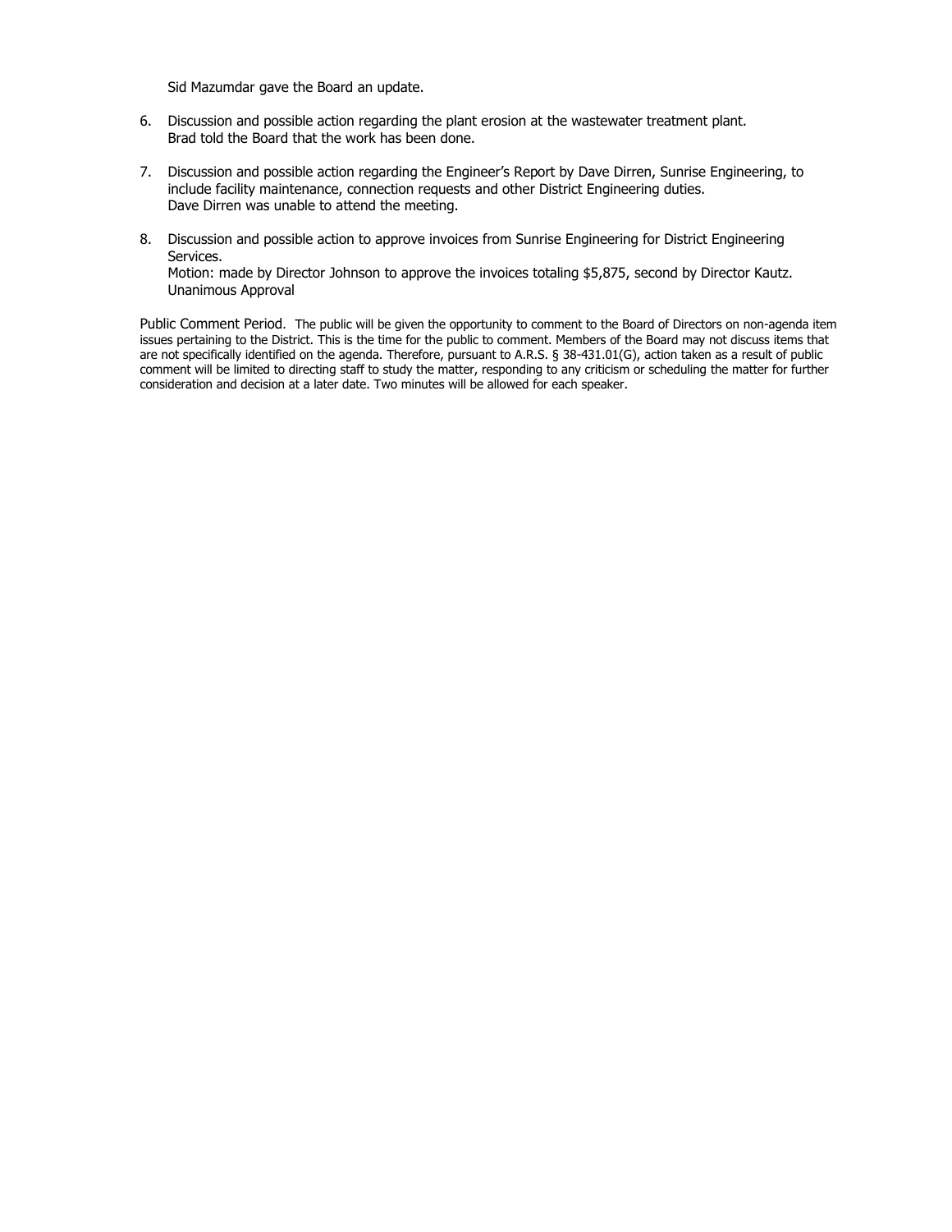Sid Mazumdar gave the Board an update.

6. Discussion and possible action regarding the plant erosion at the wastewater treatment plant.
   Brad told the Board that the work has been done.

7. Discussion and possible action regarding the Engineer's Report by Dave Dirren, Sunrise Engineering, to include facility maintenance, connection requests and other District Engineering duties.
   Dave Dirren was unable to attend the meeting.

8. Discussion and possible action to approve invoices from Sunrise Engineering for District Engineering Services.
   Motion: made by Director Johnson to approve the invoices totaling $5,875, second by Director Kautz.
   Unanimous Approval

Public Comment Period. The public will be given the opportunity to comment to the Board of Directors on non-agenda item issues pertaining to the District. This is the time for the public to comment. Members of the Board may not discuss items that are not specifically identified on the agenda. Therefore, pursuant to A.R.S. § 38-431.01(G), action taken as a result of public comment will be limited to directing staff to study the matter, responding to any criticism or scheduling the matter for further consideration and decision at a later date. Two minutes will be allowed for each speaker.